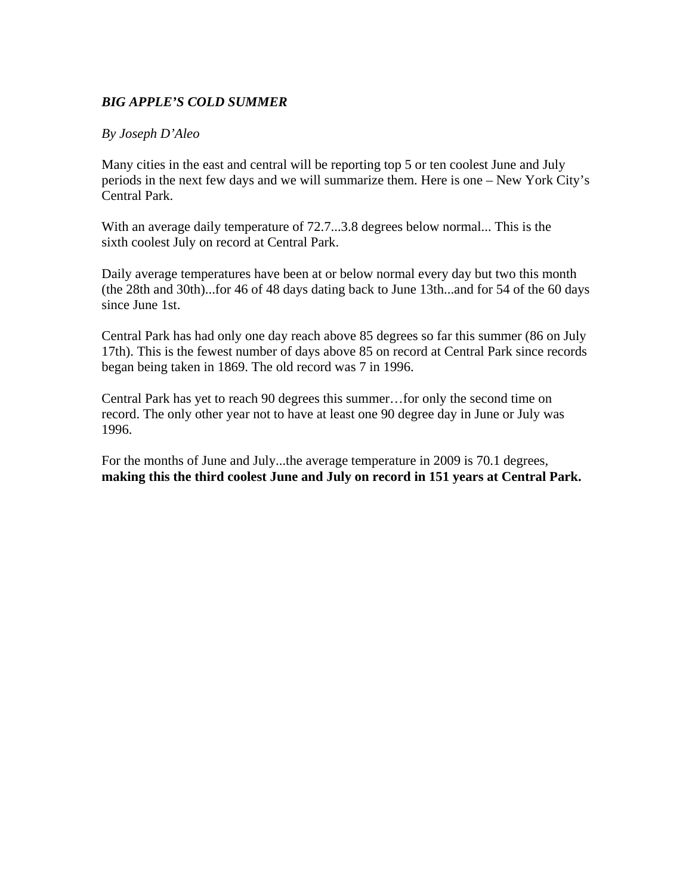***BIG APPLE'S COLD SUMMER***

*By Joseph D'Aleo*

Many cities in the east and central will be reporting top 5 or ten coolest June and July periods in the next few days and we will summarize them. Here is one – New York City's Central Park.

With an average daily temperature of 72.7...3.8 degrees below normal... This is the sixth coolest July on record at Central Park.

Daily average temperatures have been at or below normal every day but two this month (the 28th and 30th)...for 46 of 48 days dating back to June 13th...and for 54 of the 60 days since June 1st.

Central Park has had only one day reach above 85 degrees so far this summer (86 on July 17th). This is the fewest number of days above 85 on record at Central Park since records began being taken in 1869. The old record was 7 in 1996.

Central Park has yet to reach 90 degrees this summer…for only the second time on record. The only other year not to have at least one 90 degree day in June or July was 1996.

For the months of June and July...the average temperature in 2009 is 70.1 degrees, **making this the third coolest June and July on record in 151 years at Central Park.**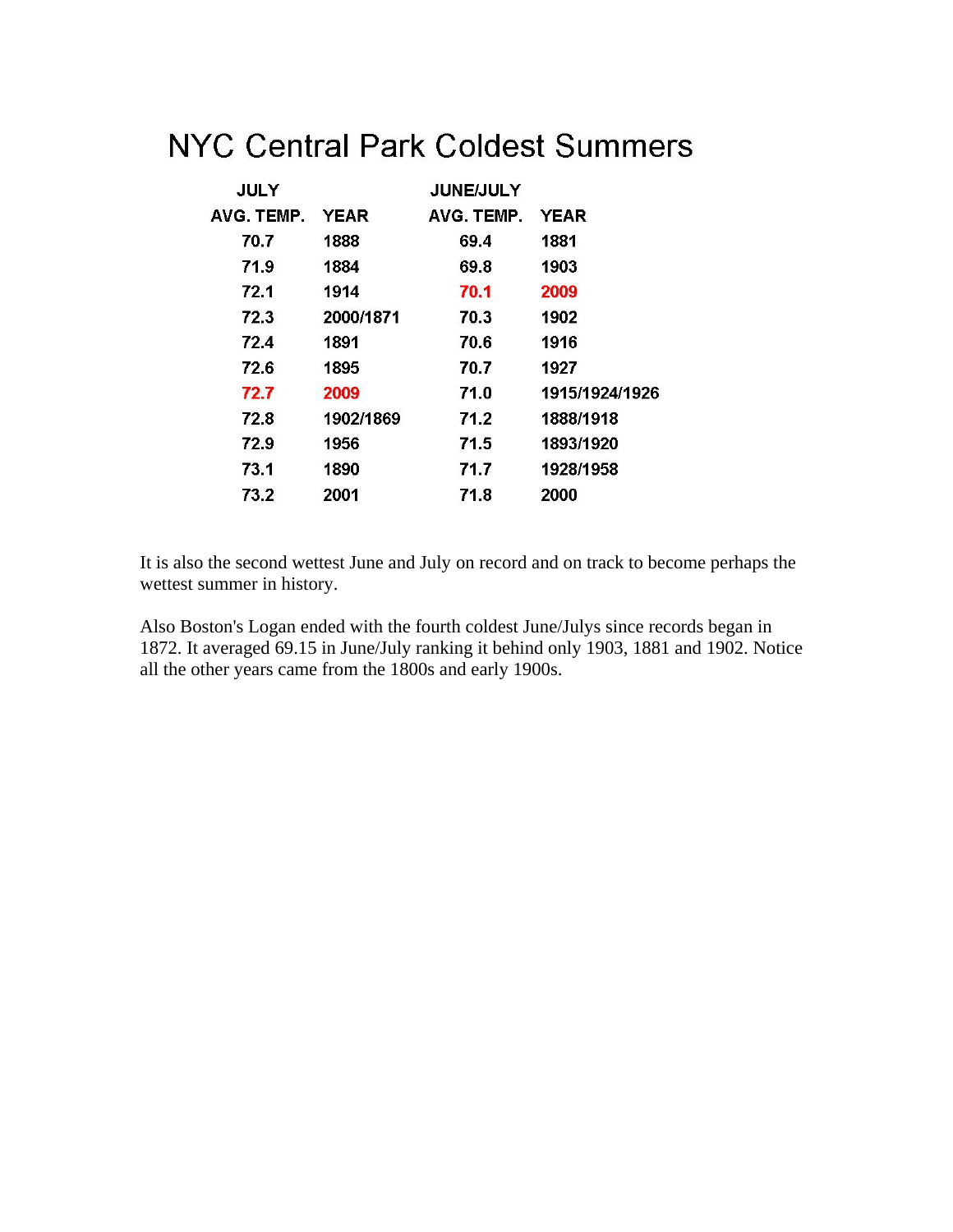# NYC Central Park Coldest Summers

| JULY AVG. TEMP. | YEAR | JUNE/JULY AVG. TEMP. | YEAR |
|---|---|---|---|
| 70.7 | 1888 | 69.4 | 1881 |
| 71.9 | 1884 | 69.8 | 1903 |
| 72.1 | 1914 | 70.1 | 2009 |
| 72.3 | 2000/1871 | 70.3 | 1902 |
| 72.4 | 1891 | 70.6 | 1916 |
| 72.6 | 1895 | 70.7 | 1927 |
| 72.7 | 2009 | 71.0 | 1915/1924/1926 |
| 72.8 | 1902/1869 | 71.2 | 1888/1918 |
| 72.9 | 1956 | 71.5 | 1893/1920 |
| 73.1 | 1890 | 71.7 | 1928/1958 |
| 73.2 | 2001 | 71.8 | 2000 |

It is also the second wettest June and July on record and on track to become perhaps the wettest summer in history.

Also Boston's Logan ended with the fourth coldest June/Julys since records began in 1872. It averaged 69.15 in June/July ranking it behind only 1903, 1881 and 1902. Notice all the other years came from the 1800s and early 1900s.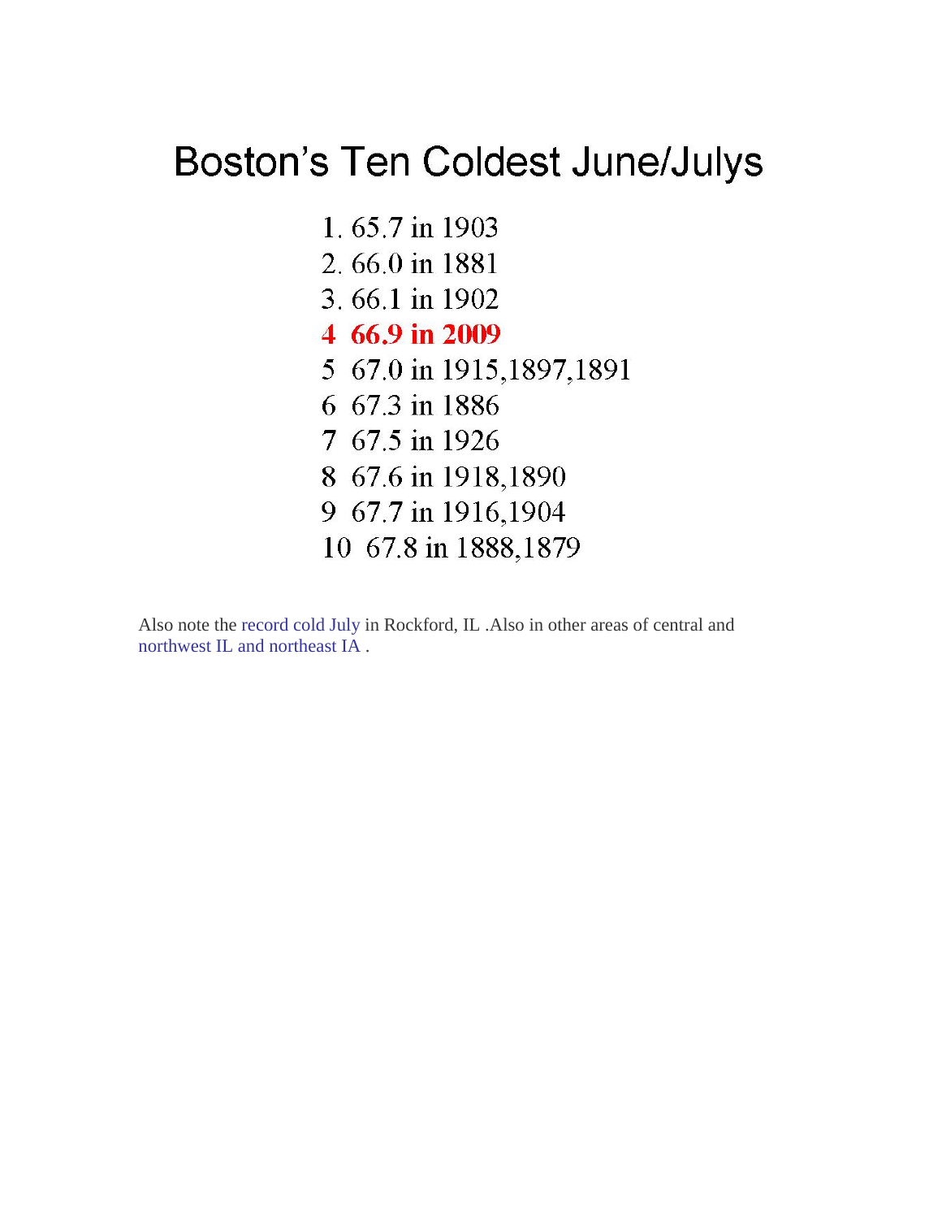# Boston's Ten Coldest June/Julys

1. 65.7 in 1903
2. 66.0 in 1881
3. 66.1 in 1902

**4 66.9 in 2009**

5 67.0 in 1915,1897,1891

6 67.3 in 1886

7 67.5 in 1926

8 67.6 in 1918,1890

9 67.7 in 1916,1904

10 67.8 in 1888,1879

Also note the record cold July in Rockford, IL .Also in other areas of central and northwest IL and northeast IA .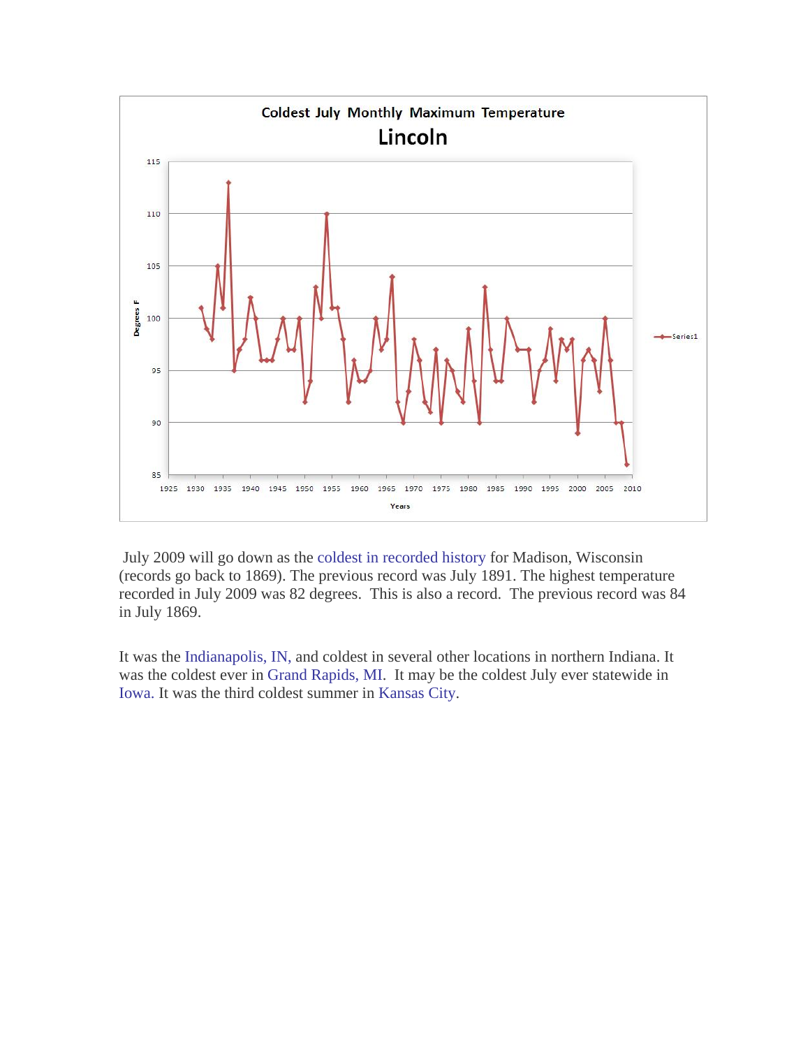Coldest July Monthly Maximum Temperature

Lincoln

115
110
105
100
95
90
85

Degrees F

1925 1930 1935 1940 1945 1950 1955 1960 1965 1970 1975 1980 1985 1990 1995 2000 2005 2010

Years

Series1

July 2009 will go down as the coldest in recorded history for Madison, Wisconsin (records go back to 1869). The previous record was July 1891. The highest temperature recorded in July 2009 was 82 degrees. This is also a record. The previous record was 84 in July 1869.

It was the Indianapolis, IN, and coldest in several other locations in northern Indiana. It was the coldest ever in Grand Rapids, MI. It may be the coldest July ever statewide in Iowa. It was the third coldest summer in Kansas City.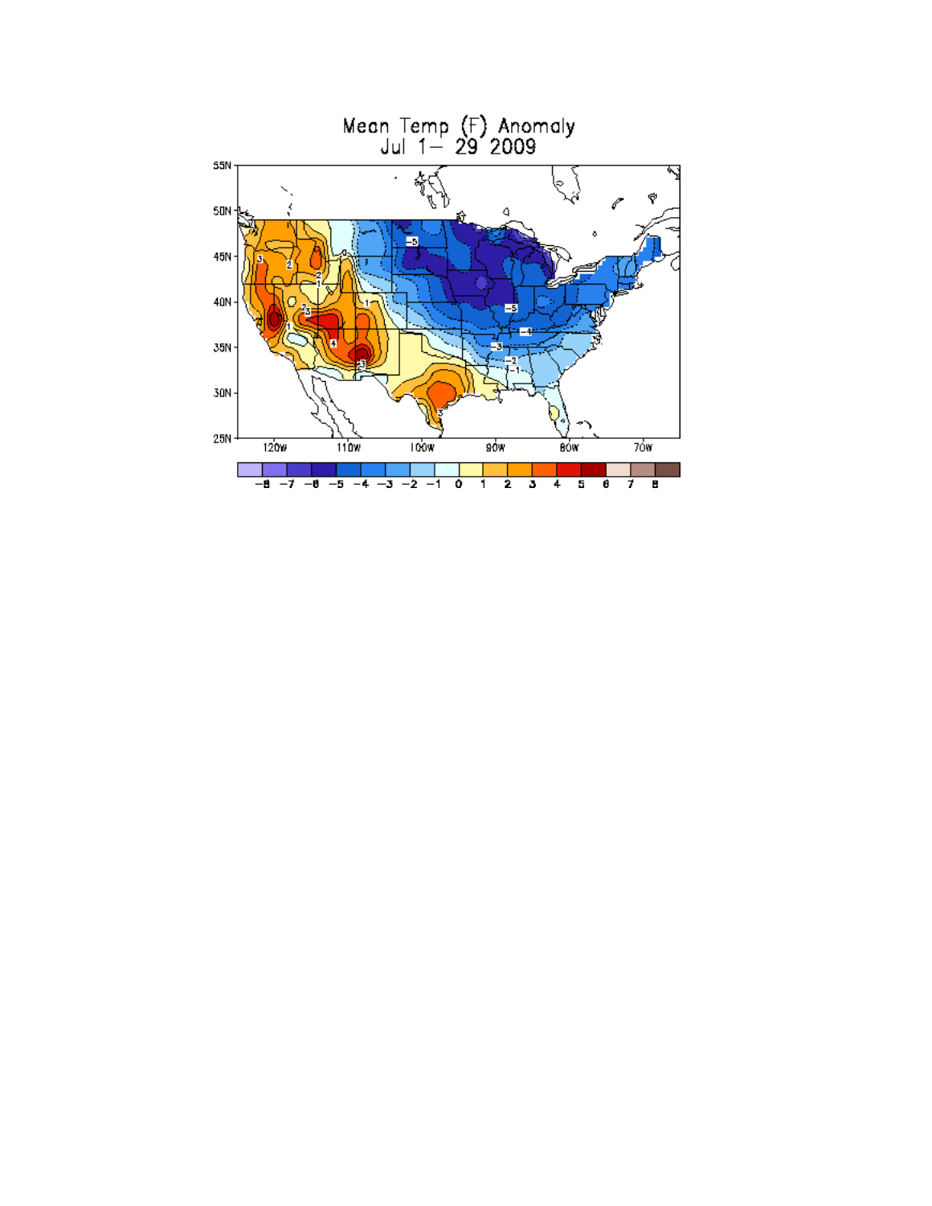Mean Temp (F) Anomaly
Jul 1– 29 2009

55N
50N
45N
40N
35N
30N
25N

120W
110W
100W
90W
80W
70W

-8 -7 -6 -5 -4 -3 -2 -1 0 1 2 3 4 5 6 7 8